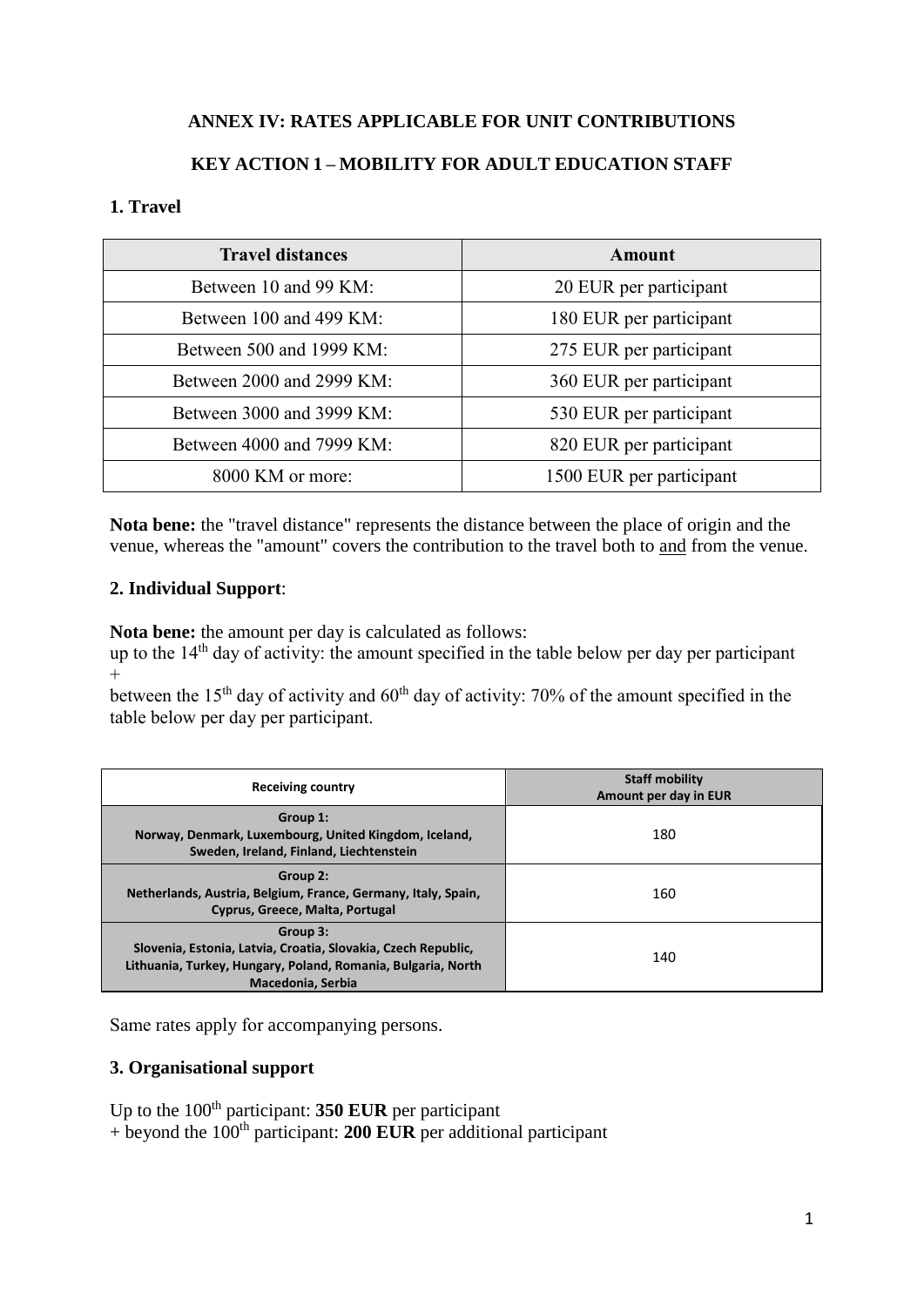**ANNEX IV: RATES APPLICABLE FOR UNIT CONTRIBUTIONS**

**KEY ACTION 1 – MOBILITY FOR ADULT EDUCATION STAFF**

### 1. Travel

| Travel distances | Amount |
|---|---|
| Between 10 and 99 KM: | 20 EUR per participant |
| Between 100 and 499 KM: | 180 EUR per participant |
| Between 500 and 1999 KM: | 275 EUR per participant |
| Between 2000 and 2999 KM: | 360 EUR per participant |
| Between 3000 and 3999 KM: | 530 EUR per participant |
| Between 4000 and 7999 KM: | 820 EUR per participant |
| 8000 KM or more: | 1500 EUR per participant |

**Nota bene:** the "travel distance" represents the distance between the place of origin and the venue, whereas the "amount" covers the contribution to the travel both to and from the venue.

### 2. Individual Support:

**Nota bene:** the amount per day is calculated as follows:
up to the 14th day of activity: the amount specified in the table below per day per participant
+
between the 15th day of activity and 60th day of activity: 70% of the amount specified in the table below per day per participant.

| Receiving country | Staff mobility Amount per day in EUR |
|---|---|
| **Group 1:** Norway, Denmark, Luxembourg, United Kingdom, Iceland, Sweden, Ireland, Finland, Liechtenstein | 180 |
| **Group 2:** Netherlands, Austria, Belgium, France, Germany, Italy, Spain, Cyprus, Greece, Malta, Portugal | 160 |
| **Group 3:** Slovenia, Estonia, Latvia, Croatia, Slovakia, Czech Republic, Lithuania, Turkey, Hungary, Poland, Romania, Bulgaria, North Macedonia, Serbia | 140 |

Same rates apply for accompanying persons.

### 3. Organisational support

Up to the 100th participant: **350 EUR** per participant
+ beyond the 100th participant: **200 EUR** per additional participant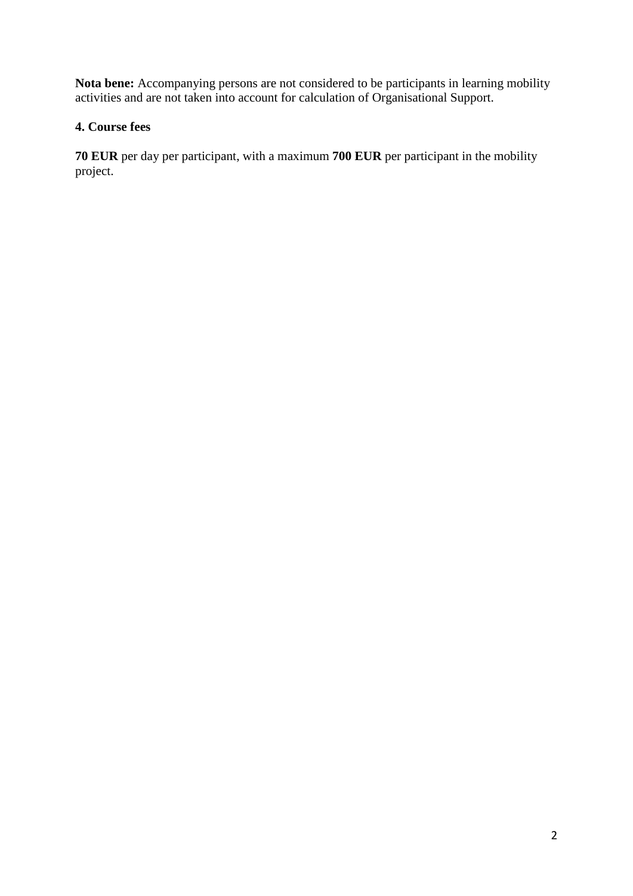**Nota bene:** Accompanying persons are not considered to be participants in learning mobility activities and are not taken into account for calculation of Organisational Support.

**4. Course fees**

**70 EUR** per day per participant, with a maximum **700 EUR** per participant in the mobility project.